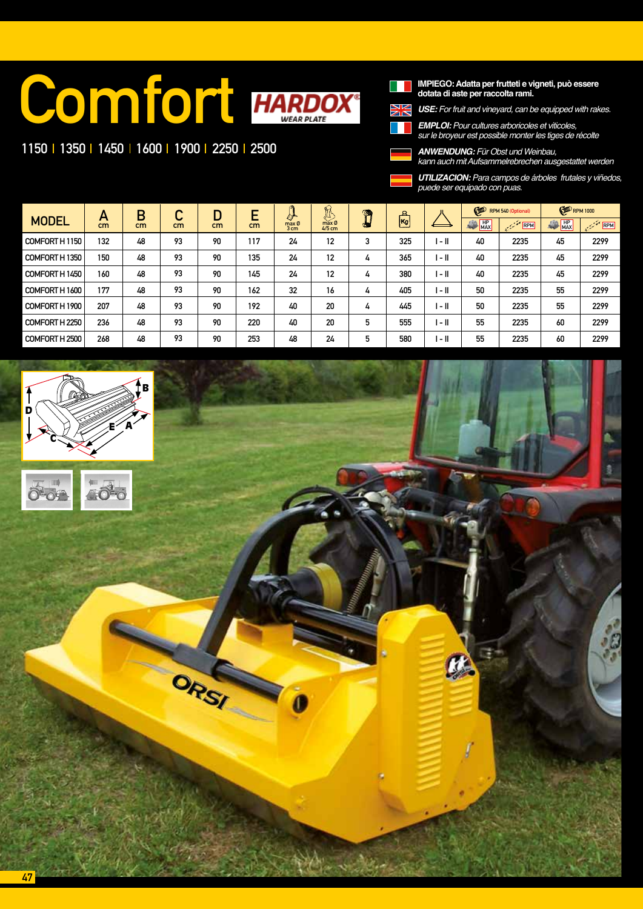# Comfort

HARDOX® WEAR PLATE

1150 | 1350 | 1450 | 1600 | 1900 | 2250 | 2500

**IMPIEGO: Adatta per frutteti e vigneti, può essere dotata di aste per raccolta rami.**

***USE:*** *For fruit and vineyard, can be equipped with rakes.*

***EMPLOI:*** *Pour cultures arboricoles et viticoles, sur le broyeur est possible monter les tiges de récolte*

***ANWENDUNG:*** *Für Obst und Weinbau, kann auch mit Aufsammelrebrechen ausgestattet werden*

***UTILIZACION:*** *Para campos de árboles frutales y viñedos, puede ser equipado con puas.*

| MODEL | A cm | B cm | C cm | D cm | E cm | max Ø 3 cm | max Ø 4/5 cm | | Kg | | RPM 540 (Optional) | | RPM 1000 | |
|---|---|---|---|---|---|---|---|---|---|---|---|---|---|---|
| | | | | | | | | | | | HP MAX | RPM | HP MAX | RPM |
| COMFORT H 1150 | 132 | 48 | 93 | 90 | 117 | 24 | 12 | 3 | 325 | I - II | 40 | 2235 | 45 | 2299 |
| COMFORT H 1350 | 150 | 48 | 93 | 90 | 135 | 24 | 12 | 4 | 365 | I - II | 40 | 2235 | 45 | 2299 |
| COMFORT H 1450 | 160 | 48 | 93 | 90 | 145 | 24 | 12 | 4 | 380 | I - II | 40 | 2235 | 45 | 2299 |
| COMFORT H 1600 | 177 | 48 | 93 | 90 | 162 | 32 | 16 | 4 | 405 | I - II | 50 | 2235 | 55 | 2299 |
| COMFORT H 1900 | 207 | 48 | 93 | 90 | 192 | 40 | 20 | 4 | 445 | I - II | 50 | 2235 | 55 | 2299 |
| COMFORT H 2250 | 236 | 48 | 93 | 90 | 220 | 40 | 20 | 5 | 555 | I - II | 55 | 2235 | 60 | 2299 |
| COMFORT H 2500 | 268 | 48 | 93 | 90 | 253 | 48 | 24 | 5 | 580 | I - II | 55 | 2235 | 60 | 2299 |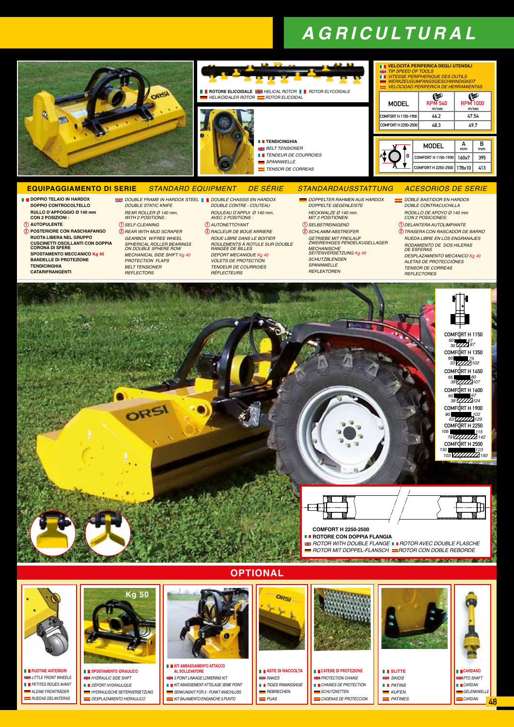# AGRICULTURAL

ROTORE ELICOIDALE *HELICAL ROTOR* *ROTOR ELYCOIDALE* *HELIKOIDALER ROTOR* *ROTOR ELICOIDAL*

TENDICINGHIA
*BELT TENSIONER*
*TENDEUR DE COURROIES*
*SPANNWELLE*
*TENSOR DE CORREAS*

**VELOCITÀ PERIFERICA DEGLI UTENSILI**
*TIP SPEED OF TOOLS*
*VITESSE PERIPHERIQUE DES OUTILS*
*WERKZEUGUMFANGSGESCHWINDIGKEIT*
*VELOCIDAD PERIFERICA DE HERRAMIENTAS*

| MODEL | RPM 540 m/sec | RPM 1000 m/sec |
|---|---|---|
| COMFORT H 1150-1900 | 46,2 | 47,54 |
| COMFORT H 2250-2500 | 48,3 | 49,7 |

| MODEL | A mm | B mm |
|---|---|---|
| COMFORT H 1150-1900 | 160x7 | 395 |
| COMFORT H 2250-2500 | 178x10 | 413 |

## EQUIPAGGIAMENTO DI SERIE *STANDARD EQUIPMENT* *DE SÉRIE* *STANDARDAUSSTATTUNG* *ACESORIOS DE SERIE*

**DOPPIO TELAIO IN HARDOX**
**DOPPIO CONTROCOLTELLO**
**RULLO D'APPOGGIO Ø 140 mm CON 2 POSIZIONI :**
1. **AUTOPULENTE**
2. **POSTERIORE CON RASCHIAFANGO**

**RUOTA LIBERA NEL GRUPPO**
**CUSCINETTI OSCILLANTI CON DOPPIA CORONA DI SFERE**
**SPOSTAMENTO MECCANICO Kg 40**
**BANDELLE DI PROTEZIONE**
**TENDICINGHIA**
**CATARIFRANGENTI**

*DOUBLE FRAME IN HARDOX STEEL*
*DOUBLE STATIC KNIFE*
*REAR ROLLER Ø 140 mm. WITH 2 POSITIONS :*
1. *SELF-CLEANING*
2. *REAR WITH MUD SCRAPER*

*GEARBOX W/FREE WHEEL*
*SPHERICAL ROLLER BEARINGS ON DOUBLE SPHERE ROW*
*MECHANICAL SIDE SHIFT Kg 40*
*PROTECTION FLAPS*
*BELT TENSIONER*
*REFLECTORS*

*DOUBLE CHASSIS EN HARDOX*
*DOUBLE CONTRE - COUTEAU*
*ROULEAU D'APPUI Ø 140 mm. AVEC 2 POSITIONS :*
1. *AUTONETTOYANT*
2. *RACLEUR DE BOUE ARRIERE*

*ROUE LIBRE DANS LE BOITIER*
*ROULEMENTS À ROTULE SUR DOUBLE RANGÉE DE BILLES*
*DEPORT MECANIQUE Kg 40*
*VOLETS DE PROTECTION*
*TENDEUR DE COURROIES*
*RÉFLECTEURS*

*DOPPELTER RAHMEN AUS HARDOX*
*DOPPELTE GEGENLEISTE*
*HECKWALZE Ø 140 mm. MIT 2 POSITIONEN:*
1. *SELBSTREINIGEND*
2. *SCHLAMM-ABSTREIFER*

*GETRIEBE MIT FREILAUF*
*ZWEIREIHIGES PENDELKUGELLAGER*
*MECHANISCHE SEITENVERSETZUNG Kg 40*
*SCHUTZBLENDEN*
*SPANNWELLE*
*REFLEKTOREN*

*DOBLE BASTIDOR EN HARDOX*
*DOBLE CONTRACUCHILLA*
*RODILLO DE APOYO Ø 140 mm CON 2 POSICIONES:*
1. *DELANTERA AUTOLIMPIANTE*
2. *TRASERA CON RASCADOR DE BARRO*

*RUEDA LIBRE EN LOS ENGRANAJES*
*RODAMIENTO DE DOS HILERAS DE ESFERAS*
*DESPLAZAMIENTO MECANICO Kg 40*
*ALETAS DE PROTECCIÒNES*
*TENSOR DE CORREAS*
*REFLECTORES*

COMFORT H 1150
50 67
30 87

COMFORT H 1350
60 75
33 102

COMFORT H 1450
65 80
38 107

COMFORT H 1600
65 97
38 124

COMFORT H 1900
90 102
63 129

COMFORT H 2250
105 115
78 142

COMFORT H 2500
130 123
103 150

**COMFORT H 2250-2500**
**ROTORE CON DOPPIA FLANGIA**
*ROTOR WITH DOUBLE FLANGE* *ROTOR AVEC DOUBLE FLASCHE*
*ROTOR MIT DOPPEL-FLANSCH* *ROTOR CON DOBLE REBORDE*

## OPTIONAL

**RUOTINE ANTERIORI**
*LITTLE FRONT WHEELS*
*PETITES ROUES AVANT*
*KLEINE FRONTRÄDER*
*RUEDAS DELANTERAS*

Kg 50
**SPOSTAMENTO IDRAULICO**
*HYDRAULIC SIDE SHIFT*
*DÉPORT HYDRAULIQUE*
*HYDRAULISCHE SEITENVERSETZUNG*
*DESPLAZAMIENTO HIDRAULICO*

**KIT ABBASSAMENTO ATTACCO AL SOLLEVATORE**
*3 POINT LINKAGE LOWERING KIT*
*KIT ABAISSEMENT ATTELAGE 3EME POINT*
*SENKUNGKIT FÜR 3 - PUNKT ANSCHLUSS*
*KIT BAJAMENTO ENGANCHE 3 PUNTO*

**ASTE DI RACCOLTA**
*RAKES*
*TIGES RAMASSAGE*
*REBRECHEN*
*PUAS*

**CATENE DI PROTEZIONE**
*PROTECTION CHAINS*
*CHAINES DE PROTECTION*
*SCHUTZKETTEN*
*CADENAS DE PROTECCION*

**SLITTE**
*SKIDS*
*PATINS*
*KUFEN*
*PATINES*

**CARDANO**
*PTO SHAFT*
*CARDAN*
*GELENKWELLE*
*CARDAN*